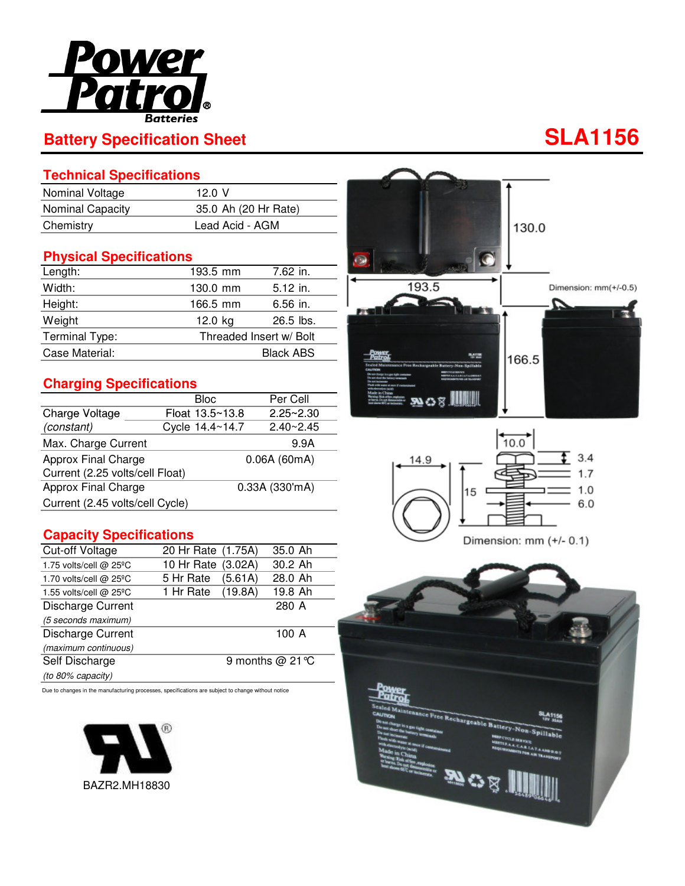# Battery Specification Sheet

**SLA1156**

## Technical Specifications

| | |
|---|---|
| Nominal Voltage | 12.0 V |
| Nominal Capacity | 35.0 Ah (20 Hr Rate) |
| Chemistry | Lead Acid - AGM |

## Physical Specifications

| | | |
|---|---|---|
| Length: | 193.5 mm | 7.62 in. |
| Width: | 130.0 mm | 5.12 in. |
| Height: | 166.5 mm | 6.56 in. |
| Weight | 12.0 kg | 26.5 lbs. |
| Terminal Type: | Threaded Insert w/ Bolt | |
| Case Material: | Black ABS | |

## Charging Specifications

| | Bloc | Per Cell |
|---|---|---|
| Charge Voltage | Float 13.5~13.8 | 2.25~2.30 |
| *(constant)* | Cycle 14.4~14.7 | 2.40~2.45 |
| Max. Charge Current | | 9.9A |
| Approx Final Charge Current (2.25 volts/cell Float) | | 0.06A (60mA) |
| Approx Final Charge Current (2.45 volts/cell Cycle) | | 0.33A (330'mA) |

## Capacity Specifications

| Cut-off Voltage | | |
|---|---|---|
| | 20 Hr Rate (1.75A) | 35.0 Ah |
| 1.75 volts/cell @ 25ºC | 10 Hr Rate (3.02A) | 30.2 Ah |
| 1.70 volts/cell @ 25ºC | 5 Hr Rate (5.61A) | 28.0 Ah |
| 1.55 volts/cell @ 25ºC | 1 Hr Rate (19.8A) | 19.8 Ah |
| Discharge Current *(5 seconds maximum)* | | 280 A |
| Discharge Current *(maximum continuous)* | | 100 A |
| Self Discharge *(to 80% capacity)* | | 9 months @ 21 ℃ |

Due to changes in the manufacturing processes, specifications are subject to change without notice

BAZR2.MH18830

Dimension: mm(+/-0.5)

130.0  
193.5  
166.5

Dimension: mm (+/- 0.1)

10.0  
14.9  
15  
3.4  
1.7  
1.0  
6.0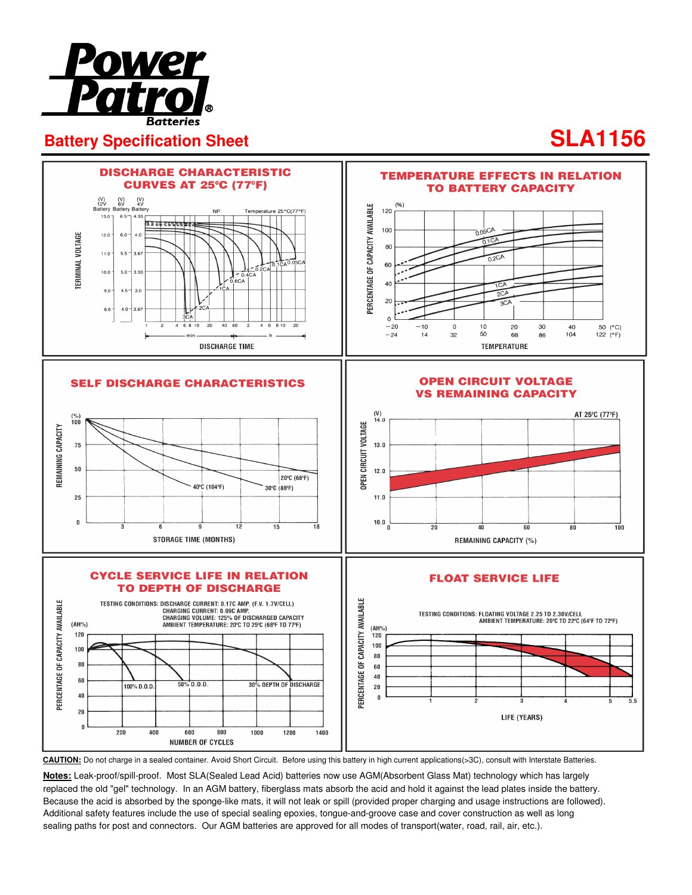# Battery Specification Sheet

## SLA1156

### DISCHARGE CHARACTERISTIC CURVES AT 25ºC (77ºF)

### TEMPERATURE EFFECTS IN RELATION TO BATTERY CAPACITY

### SELF DISCHARGE CHARACTERISTICS

### OPEN CIRCUIT VOLTAGE VS REMAINING CAPACITY

### CYCLE SERVICE LIFE IN RELATION TO DEPTH OF DISCHARGE

TESTING CONDITIONS: DISCHARGE CURRENT: 0.17C AMP. (F.V. 1.7V/CELL)
CHARGING CURRENT: 0.09C AMP.
CHARGING VOLUME: 125% OF DISCHARGED CAPACITY
AMBIENT TEMPERATURE: 20ºC TO 25ºC (68ºF TO 77ºF)

### FLOAT SERVICE LIFE

TESTING CONDITIONS: FLOATING VOLTAGE 2.25 TO 2.30V/CELL
AMBIENT TEMPERATURE: 20ºC TO 22ºC (64ºF TO 72ºF)

**CAUTION:** Do not charge in a sealed container. Avoid Short Circuit. Before using this battery in high current applications(>3C), consult with Interstate Batteries.

**Notes:** Leak-proof/spill-proof. Most SLA(Sealed Lead Acid) batteries now use AGM(Absorbent Glass Mat) technology which has largely replaced the old "gel" technology. In an AGM battery, fiberglass mats absorb the acid and hold it against the lead plates inside the battery. Because the acid is absorbed by the sponge-like mats, it will not leak or spill (provided proper charging and usage instructions are followed). Additional safety features include the use of special sealing epoxies, tongue-and-groove case and cover construction as well as long sealing paths for post and connectors. Our AGM batteries are approved for all modes of transport(water, road, rail, air, etc.).